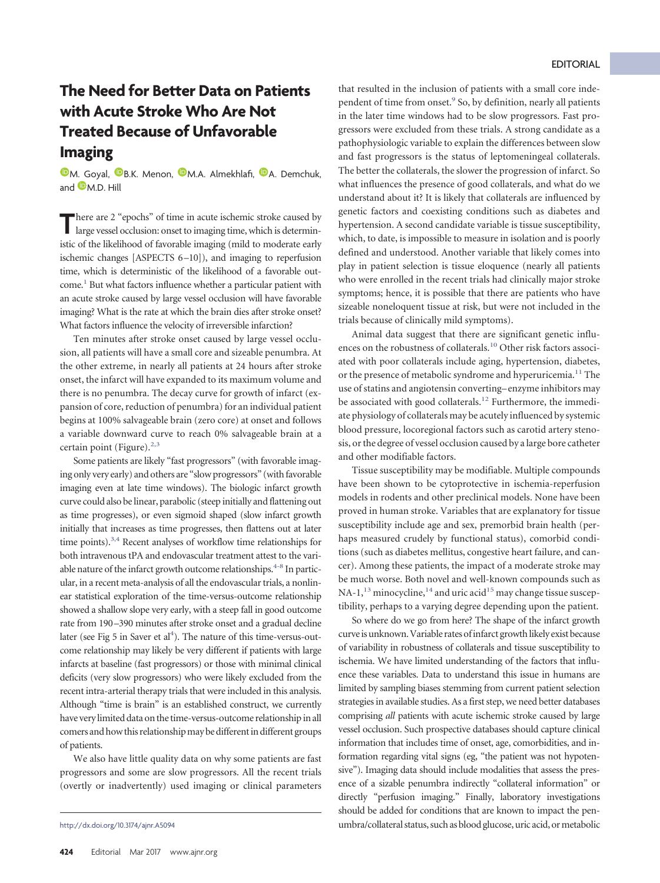EDITORIAL

# The Need for Better Data on Patients with Acute Stroke Who Are Not Treated Because of Unfavorable Imaging

M. Goyal, B.K. Menon, M.A. Almekhlafi, A. Demchuk, and M.D. Hill

There are 2 "epochs" of time in acute ischemic stroke caused by large vessel occlusion: onset to imaging time, which is deterministic of the likelihood of favorable imaging (mild to moderate early ischemic changes [ASPECTS 6–10]), and imaging to reperfusion time, which is deterministic of the likelihood of a favorable outcome.[1] But what factors influence whether a particular patient with an acute stroke caused by large vessel occlusion will have favorable imaging? What is the rate at which the brain dies after stroke onset? What factors influence the velocity of irreversible infarction?

Ten minutes after stroke onset caused by large vessel occlusion, all patients will have a small core and sizeable penumbra. At the other extreme, in nearly all patients at 24 hours after stroke onset, the infarct will have expanded to its maximum volume and there is no penumbra. The decay curve for growth of infarct (expansion of core, reduction of penumbra) for an individual patient begins at 100% salvageable brain (zero core) at onset and follows a variable downward curve to reach 0% salvageable brain at a certain point (Figure).[2,3]

Some patients are likely "fast progressors" (with favorable imaging only very early) and others are "slow progressors" (with favorable imaging even at late time windows). The biologic infarct growth curve could also be linear, parabolic (steep initially and flattening out as time progresses), or even sigmoid shaped (slow infarct growth initially that increases as time progresses, then flattens out at later time points).[3,4] Recent analyses of workflow time relationships for both intravenous tPA and endovascular treatment attest to the variable nature of the infarct growth outcome relationships.[4-8] In particular, in a recent meta-analysis of all the endovascular trials, a nonlinear statistical exploration of the time-versus-outcome relationship showed a shallow slope very early, with a steep fall in good outcome rate from 190–390 minutes after stroke onset and a gradual decline later (see Fig 5 in Saver et al[4]). The nature of this time-versus-outcome relationship may likely be very different if patients with large infarcts at baseline (fast progressors) or those with minimal clinical deficits (very slow progressors) who were likely excluded from the recent intra-arterial therapy trials that were included in this analysis. Although "time is brain" is an established construct, we currently have very limited data on the time-versus-outcome relationship in all comers and how this relationship may be different in different groups of patients.

We also have little quality data on why some patients are fast progressors and some are slow progressors. All the recent trials (overtly or inadvertently) used imaging or clinical parameters that resulted in the inclusion of patients with a small core independent of time from onset.[9] So, by definition, nearly all patients in the later time windows had to be slow progressors. Fast progressors were excluded from these trials. A strong candidate as a pathophysiologic variable to explain the differences between slow and fast progressors is the status of leptomeningeal collaterals. The better the collaterals, the slower the progression of infarct. So what influences the presence of good collaterals, and what do we understand about it? It is likely that collaterals are influenced by genetic factors and coexisting conditions such as diabetes and hypertension. A second candidate variable is tissue susceptibility, which, to date, is impossible to measure in isolation and is poorly defined and understood. Another variable that likely comes into play in patient selection is tissue eloquence (nearly all patients who were enrolled in the recent trials had clinically major stroke symptoms; hence, it is possible that there are patients who have sizeable noneloquent tissue at risk, but were not included in the trials because of clinically mild symptoms).

Animal data suggest that there are significant genetic influences on the robustness of collaterals.[10] Other risk factors associated with poor collaterals include aging, hypertension, diabetes, or the presence of metabolic syndrome and hyperuricemia.[11] The use of statins and angiotensin converting–enzyme inhibitors may be associated with good collaterals.[12] Furthermore, the immediate physiology of collaterals may be acutely influenced by systemic blood pressure, locoregional factors such as carotid artery stenosis, or the degree of vessel occlusion caused by a large bore catheter and other modifiable factors.

Tissue susceptibility may be modifiable. Multiple compounds have been shown to be cytoprotective in ischemia-reperfusion models in rodents and other preclinical models. None have been proved in human stroke. Variables that are explanatory for tissue susceptibility include age and sex, premorbid brain health (perhaps measured crudely by functional status), comorbid conditions (such as diabetes mellitus, congestive heart failure, and cancer). Among these patients, the impact of a moderate stroke may be much worse. Both novel and well-known compounds such as NA-1,[13] minocycline,[14] and uric acid[15] may change tissue susceptibility, perhaps to a varying degree depending upon the patient.

So where do we go from here? The shape of the infarct growth curve is unknown. Variable rates of infarct growth likely exist because of variability in robustness of collaterals and tissue susceptibility to ischemia. We have limited understanding of the factors that influence these variables. Data to understand this issue in humans are limited by sampling biases stemming from current patient selection strategies in available studies. As a first step, we need better databases comprising *all* patients with acute ischemic stroke caused by large vessel occlusion. Such prospective databases should capture clinical information that includes time of onset, age, comorbidities, and information regarding vital signs (eg, "the patient was not hypotensive"). Imaging data should include modalities that assess the presence of a sizable penumbra indirectly "collateral information" or directly "perfusion imaging." Finally, laboratory investigations should be added for conditions that are known to impact the penumbra/collateral status, such as blood glucose, uric acid, or metabolic

http://dx.doi.org/10.3174/ajnr.A5094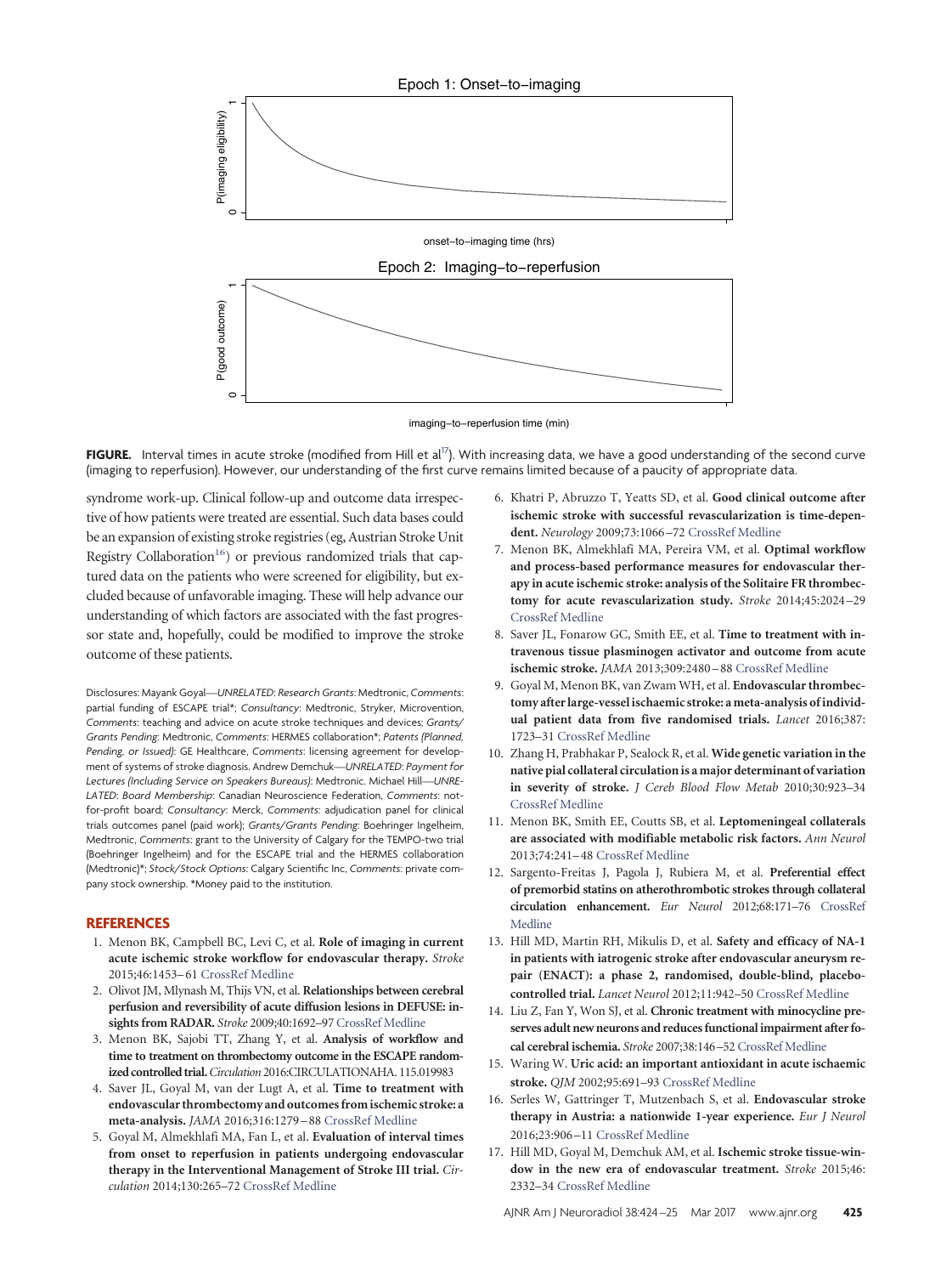Epoch 1: Onset–to–imaging

P(imaging eligibility)

1

0

onset–to–imaging time (hrs)

Epoch 2: Imaging–to–reperfusion

P(good outcome)

1

0

imaging–to–reperfusion time (min)

**FIGURE.** Interval times in acute stroke (modified from Hill et al[17]). With increasing data, we have a good understanding of the second curve (imaging to reperfusion). However, our understanding of the first curve remains limited because of a paucity of appropriate data.

syndrome work-up. Clinical follow-up and outcome data irrespective of how patients were treated are essential. Such data bases could be an expansion of existing stroke registries (eg, Austrian Stroke Unit Registry Collaboration[16]) or previous randomized trials that captured data on the patients who were screened for eligibility, but excluded because of unfavorable imaging. These will help advance our understanding of which factors are associated with the fast progressor state and, hopefully, could be modified to improve the stroke outcome of these patients.

Disclosures: Mayank Goyal—*UNRELATED*: *Research Grants*: Medtronic, *Comments*: partial funding of ESCAPE trial*; *Consultancy*: Medtronic, Stryker, Microvention, *Comments*: teaching and advice on acute stroke techniques and devices; *Grants/Grants Pending*: Medtronic, *Comments*: HERMES collaboration*; *Patents (Planned, Pending, or Issued)*: GE Healthcare, *Comments*: licensing agreement for development of systems of stroke diagnosis. Andrew Demchuk—*UNRELATED*: *Payment for Lectures (Including Service on Speakers Bureaus)*: Medtronic. Michael Hill—*UNRELATED*: *Board Membership*: Canadian Neuroscience Federation, *Comments*: not-for-profit board; *Consultancy*: Merck, *Comments*: adjudication panel for clinical trials outcomes panel (paid work); *Grants/Grants Pending*: Boehringer Ingelheim, Medtronic, *Comments*: grant to the University of Calgary for the TEMPO-two trial (Boehringer Ingelheim) and for the ESCAPE trial and the HERMES collaboration (Medtronic)*; *Stock/Stock Options*: Calgary Scientific Inc, *Comments*: private company stock ownership. *Money paid to the institution.

## REFERENCES

1. Menon BK, Campbell BC, Levi C, et al. **Role of imaging in current acute ischemic stroke workflow for endovascular therapy.** *Stroke* 2015;46:1453–61 CrossRef Medline
2. Olivot JM, Mlynash M, Thijs VN, et al. **Relationships between cerebral perfusion and reversibility of acute diffusion lesions in DEFUSE: insights from RADAR.** *Stroke* 2009;40:1692–97 CrossRef Medline
3. Menon BK, Sajobi TT, Zhang Y, et al. **Analysis of workflow and time to treatment on thrombectomy outcome in the ESCAPE randomized controlled trial.** *Circulation* 2016:CIRCULATIONAHA.115.019983
4. Saver JL, Goyal M, van der Lugt A, et al. **Time to treatment with endovascular thrombectomy and outcomes from ischemic stroke: a meta-analysis.** *JAMA* 2016;316:1279–88 CrossRef Medline
5. Goyal M, Almekhlafi MA, Fan L, et al. **Evaluation of interval times from onset to reperfusion in patients undergoing endovascular therapy in the Interventional Management of Stroke III trial.** *Circulation* 2014;130:265–72 CrossRef Medline
6. Khatri P, Abruzzo T, Yeatts SD, et al. **Good clinical outcome after ischemic stroke with successful revascularization is time-dependent.** *Neurology* 2009;73:1066–72 CrossRef Medline
7. Menon BK, Almekhlafi MA, Pereira VM, et al. **Optimal workflow and process-based performance measures for endovascular therapy in acute ischemic stroke: analysis of the Solitaire FR thrombectomy for acute revascularization study.** *Stroke* 2014;45:2024–29 CrossRef Medline
8. Saver JL, Fonarow GC, Smith EE, et al. **Time to treatment with intravenous tissue plasminogen activator and outcome from acute ischemic stroke.** *JAMA* 2013;309:2480–88 CrossRef Medline
9. Goyal M, Menon BK, van Zwam WH, et al. **Endovascular thrombectomy after large-vessel ischaemic stroke: a meta-analysis of individual patient data from five randomised trials.** *Lancet* 2016;387:1723–31 CrossRef Medline
10. Zhang H, Prabhakar P, Sealock R, et al. **Wide genetic variation in the native pial collateral circulation is a major determinant of variation in severity of stroke.** *J Cereb Blood Flow Metab* 2010;30:923–34 CrossRef Medline
11. Menon BK, Smith EE, Coutts SB, et al. **Leptomeningeal collaterals are associated with modifiable metabolic risk factors.** *Ann Neurol* 2013;74:241–48 CrossRef Medline
12. Sargento-Freitas J, Pagola J, Rubiera M, et al. **Preferential effect of premorbid statins on atherothrombotic strokes through collateral circulation enhancement.** *Eur Neurol* 2012;68:171–76 CrossRef Medline
13. Hill MD, Martin RH, Mikulis D, et al. **Safety and efficacy of NA-1 in patients with iatrogenic stroke after endovascular aneurysm repair (ENACT): a phase 2, randomised, double-blind, placebo-controlled trial.** *Lancet Neurol* 2012;11:942–50 CrossRef Medline
14. Liu Z, Fan Y, Won SJ, et al. **Chronic treatment with minocycline preserves adult new neurons and reduces functional impairment after focal cerebral ischemia.** *Stroke* 2007;38:146–52 CrossRef Medline
15. Waring W. **Uric acid: an important antioxidant in acute ischaemic stroke.** *QJM* 2002;95:691–93 CrossRef Medline
16. Serles W, Gattringer T, Mutzenbach S, et al. **Endovascular stroke therapy in Austria: a nationwide 1-year experience.** *Eur J Neurol* 2016;23:906–11 CrossRef Medline
17. Hill MD, Goyal M, Demchuk AM, et al. **Ischemic stroke tissue-window in the new era of endovascular treatment.** *Stroke* 2015;46:2332–34 CrossRef Medline